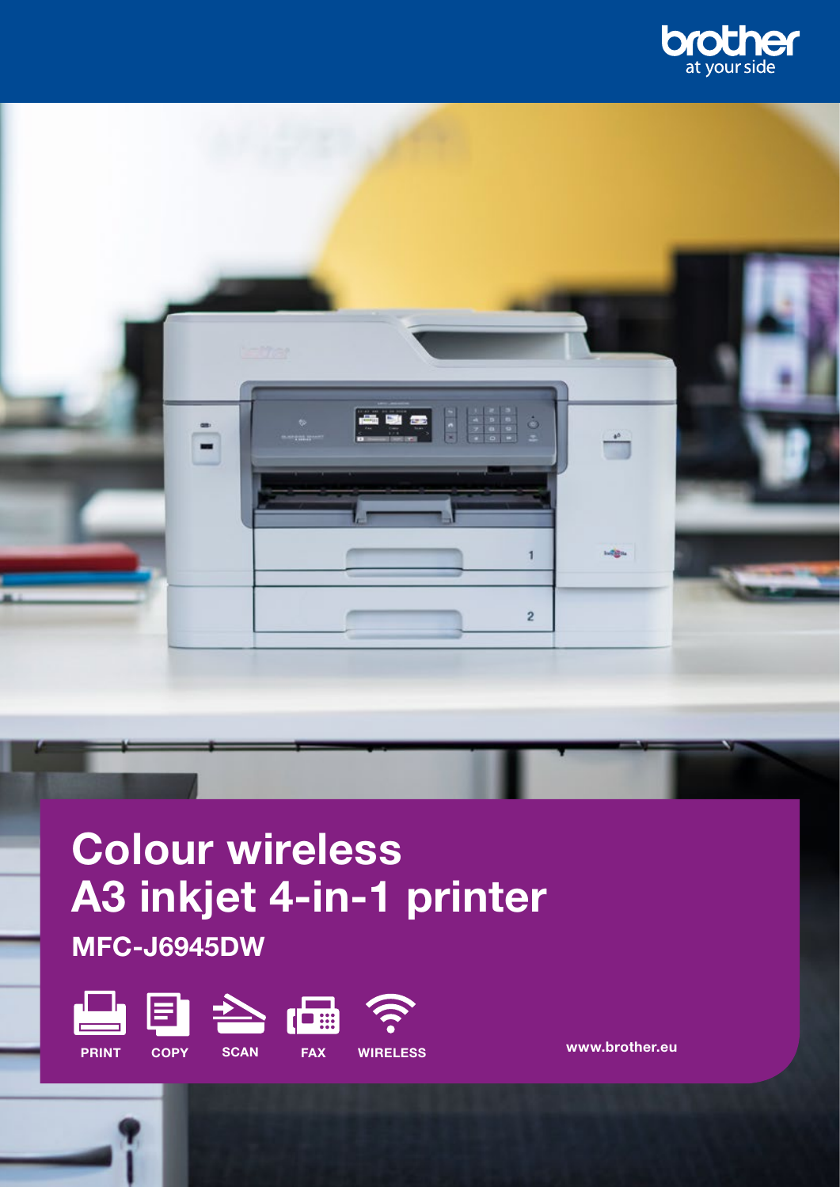brother
at your side

# Colour wireless A3 inkjet 4-in-1 printer

## MFC-J6945DW

PRINT COPY SCAN FAX WIRELESS

www.brother.eu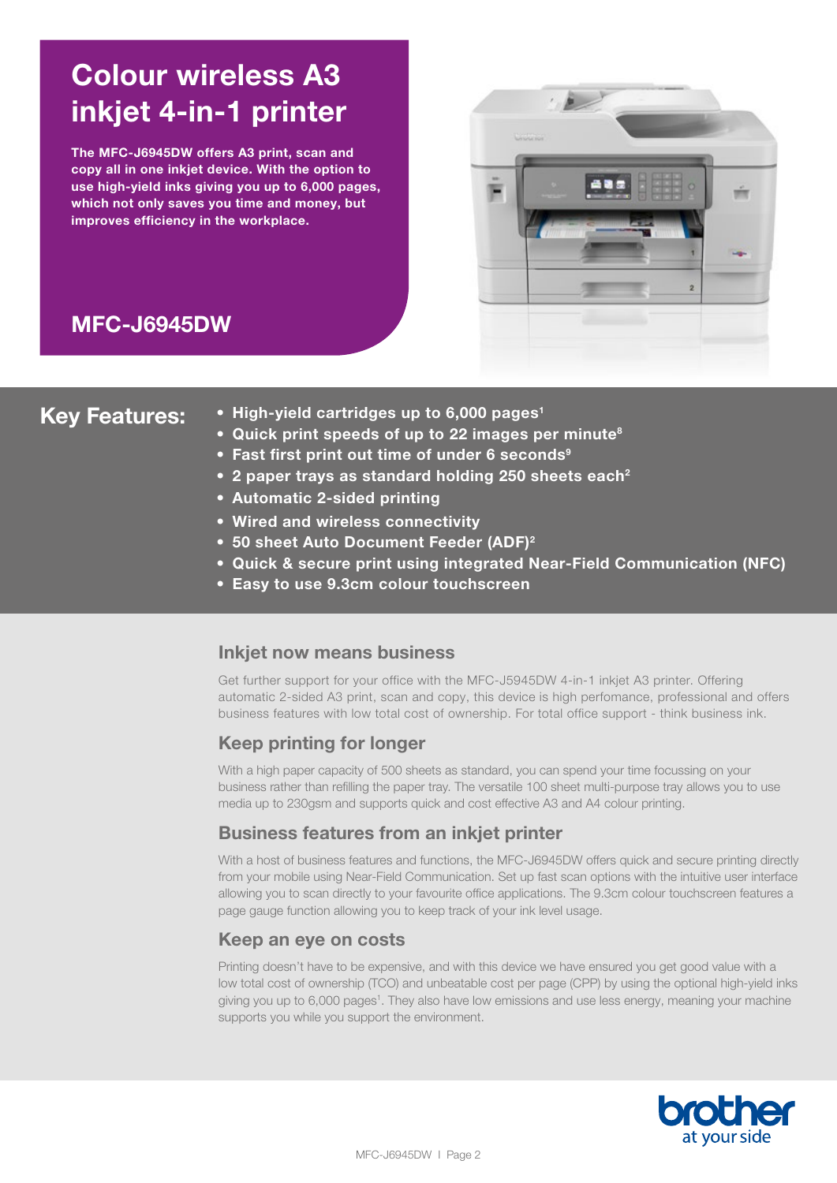# Colour wireless A3 inkjet 4-in-1 printer

**The MFC-J6945DW offers A3 print, scan and copy all in one inkjet device. With the option to use high-yield inks giving you up to 6,000 pages, which not only saves you time and money, but improves efficiency in the workplace.**

## MFC-J6945DW

## Key Features:

- **High-yield cartridges up to 6,000 pages[1]**
- **Quick print speeds of up to 22 images per minute[8]**
- **Fast first print out time of under 6 seconds[9]**
- **2 paper trays as standard holding 250 sheets each[2]**
- **Automatic 2-sided printing**
- **Wired and wireless connectivity**
- **50 sheet Auto Document Feeder (ADF)[2]**
- **Quick & secure print using integrated Near-Field Communication (NFC)**
- **Easy to use 9.3cm colour touchscreen**

### Inkjet now means business

Get further support for your office with the MFC-J5945DW 4-in-1 inkjet A3 printer. Offering automatic 2-sided A3 print, scan and copy, this device is high perfomance, professional and offers business features with low total cost of ownership. For total office support - think business ink.

### Keep printing for longer

With a high paper capacity of 500 sheets as standard, you can spend your time focussing on your business rather than refilling the paper tray. The versatile 100 sheet multi-purpose tray allows you to use media up to 230gsm and supports quick and cost effective A3 and A4 colour printing.

### Business features from an inkjet printer

With a host of business features and functions, the MFC-J6945DW offers quick and secure printing directly from your mobile using Near-Field Communication. Set up fast scan options with the intuitive user interface allowing you to scan directly to your favourite office applications. The 9.3cm colour touchscreen features a page gauge function allowing you to keep track of your ink level usage.

### Keep an eye on costs

Printing doesn't have to be expensive, and with this device we have ensured you get good value with a low total cost of ownership (TCO) and unbeatable cost per page (CPP) by using the optional high-yield inks giving you up to 6,000 pages[1]. They also have low emissions and use less energy, meaning your machine supports you while you support the environment.

brother at your side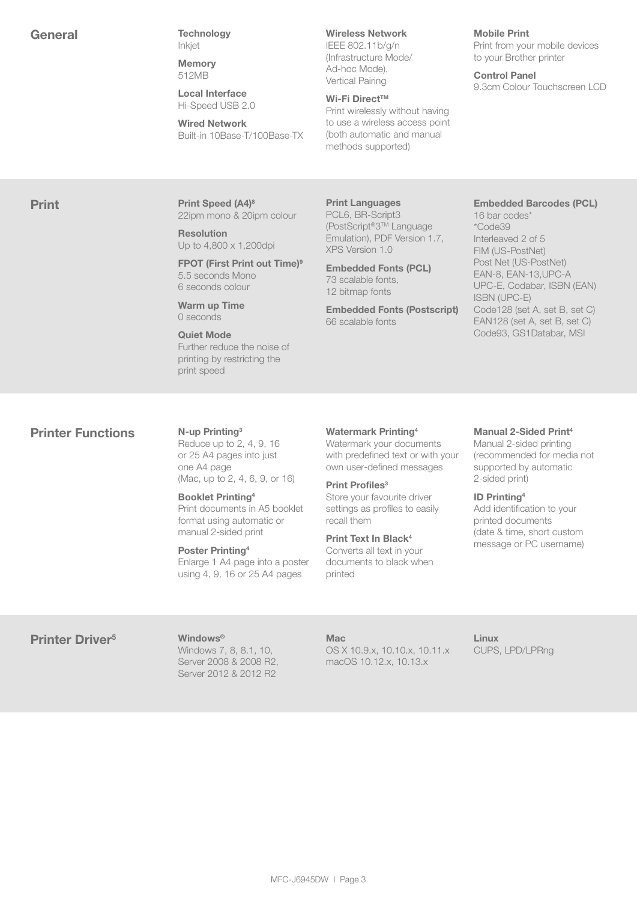## General

**Technology**
Inkjet

**Memory**
512MB

**Local Interface**
Hi-Speed USB 2.0

**Wired Network**
Built-in 10Base-T/100Base-TX

**Wireless Network**
IEEE 802.11b/g/n (Infrastructure Mode/ Ad-hoc Mode), Vertical Pairing

**Wi-Fi Direct™**
Print wirelessly without having to use a wireless access point (both automatic and manual methods supported)

**Mobile Print**
Print from your mobile devices to your Brother printer

**Control Panel**
9.3cm Colour Touchscreen LCD

## Print

**Print Speed (A4)[8]**
22ipm mono & 20ipm colour

**Resolution**
Up to 4,800 x 1,200dpi

**FPOT (First Print out Time)[9]**
5.5 seconds Mono
6 seconds colour

**Warm up Time**
0 seconds

**Quiet Mode**
Further reduce the noise of printing by restricting the print speed

**Print Languages**
PCL6, BR-Script3 (PostScript®3™ Language Emulation), PDF Version 1.7, XPS Version 1.0

**Embedded Fonts (PCL)**
73 scalable fonts,
12 bitmap fonts

**Embedded Fonts (Postscript)**
66 scalable fonts

**Embedded Barcodes (PCL)**
16 bar codes*
*Code39
Interleaved 2 of 5
FIM (US-PostNet)
Post Net (US-PostNet)
EAN-8, EAN-13,UPC-A
UPC-E, Codabar, ISBN (EAN)
ISBN (UPC-E)
Code128 (set A, set B, set C)
EAN128 (set A, set B, set C)
Code93, GS1Databar, MSI

## Printer Functions

**N-up Printing[3]**
Reduce up to 2, 4, 9, 16 or 25 A4 pages into just one A4 page
(Mac, up to 2, 4, 6, 9, or 16)

**Booklet Printing[4]**
Print documents in A5 booklet format using automatic or manual 2-sided print

**Poster Printing[4]**
Enlarge 1 A4 page into a poster using 4, 9, 16 or 25 A4 pages

**Watermark Printing[4]**
Watermark your documents with predefined text or with your own user-defined messages

**Print Profiles[3]**
Store your favourite driver settings as profiles to easily recall them

**Print Text In Black[4]**
Converts all text in your documents to black when printed

**Manual 2-Sided Print[4]**
Manual 2-sided printing (recommended for media not supported by automatic 2-sided print)

**ID Printing[4]**
Add identification to your printed documents (date & time, short custom message or PC username)

## Printer Driver[5]

**Windows®**
Windows 7, 8, 8.1, 10,
Server 2008 & 2008 R2,
Server 2012 & 2012 R2

**Mac**
OS X 10.9.x, 10.10.x, 10.11.x
macOS 10.12.x, 10.13.x

**Linux**
CUPS, LPD/LPRng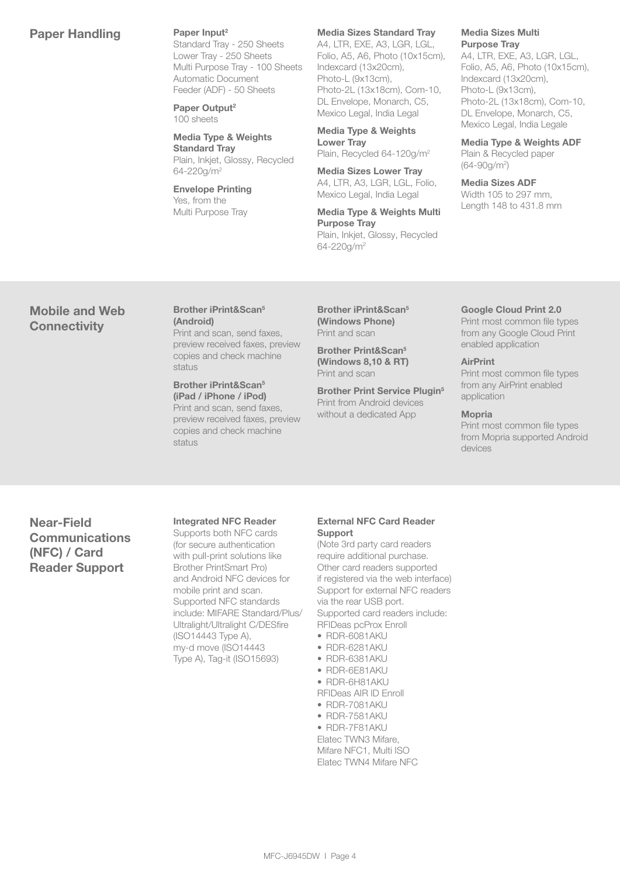## Paper Handling

**Paper Input[2]**
Standard Tray - 250 Sheets
Lower Tray - 250 Sheets
Multi Purpose Tray - 100 Sheets
Automatic Document Feeder (ADF) - 50 Sheets

**Paper Output[2]**
100 sheets

**Media Type & Weights Standard Tray**
Plain, Inkjet, Glossy, Recycled 64-220g/m$^2$

**Envelope Printing**
Yes, from the Multi Purpose Tray

**Media Sizes Standard Tray**
A4, LTR, EXE, A3, LGR, LGL, Folio, A5, A6, Photo (10x15cm), Indexcard (13x20cm), Photo-L (9x13cm), Photo-2L (13x18cm), Com-10, DL Envelope, Monarch, C5, Mexico Legal, India Legal

**Media Type & Weights Lower Tray**
Plain, Recycled 64-120g/m$^2$

**Media Sizes Lower Tray**
A4, LTR, A3, LGR, LGL, Folio, Mexico Legal, India Legal

**Media Type & Weights Multi Purpose Tray**
Plain, Inkjet, Glossy, Recycled 64-220g/m$^2$

**Media Sizes Multi Purpose Tray**
A4, LTR, EXE, A3, LGR, LGL, Folio, A5, A6, Photo (10x15cm), Indexcard (13x20cm), Photo-L (9x13cm), Photo-2L (13x18cm), Com-10, DL Envelope, Monarch, C5, Mexico Legal, India Legale

**Media Type & Weights ADF**
Plain & Recycled paper (64-90g/m$^2$)

**Media Sizes ADF**
Width 105 to 297 mm, Length 148 to 431.8 mm

## Mobile and Web Connectivity

**Brother iPrint&Scan[5] (Android)**
Print and scan, send faxes, preview received faxes, preview copies and check machine status

**Brother iPrint&Scan[5] (iPad / iPhone / iPod)**
Print and scan, send faxes, preview received faxes, preview copies and check machine status

**Brother iPrint&Scan[5] (Windows Phone)**
Print and scan

**Brother Print&Scan[5] (Windows 8,10 & RT)**
Print and scan

**Brother Print Service Plugin[5]**
Print from Android devices without a dedicated App

**Google Cloud Print 2.0**
Print most common file types from any Google Cloud Print enabled application

**AirPrint**
Print most common file types from any AirPrint enabled application

**Mopria**
Print most common file types from Mopria supported Android devices

## Near-Field Communications (NFC) / Card Reader Support

**Integrated NFC Reader**
Supports both NFC cards (for secure authentication with pull-print solutions like Brother PrintSmart Pro) and Android NFC devices for mobile print and scan. Supported NFC standards include: MIFARE Standard/Plus/ Ultralight/Ultralight C/DESfire (ISO14443 Type A), my-d move (ISO14443 Type A), Tag-it (ISO15693)

**External NFC Card Reader Support**
(Note 3rd party card readers require additional purchase. Other card readers supported if registered via the web interface) Support for external NFC readers via the rear USB port. Supported card readers include:
RFIDeas pcProx Enroll
- RDR-6081AKU
- RDR-6281AKU
- RDR-6381AKU
- RDR-6E81AKU
- RDR-6H81AKU

RFIDeas AIR ID Enroll
- RDR-7081AKU
- RDR-7581AKU
- RDR-7F81AKU

Elatec TWN3 Mifare, Mifare NFC1, Multi ISO
Elatec TWN4 Mifare NFC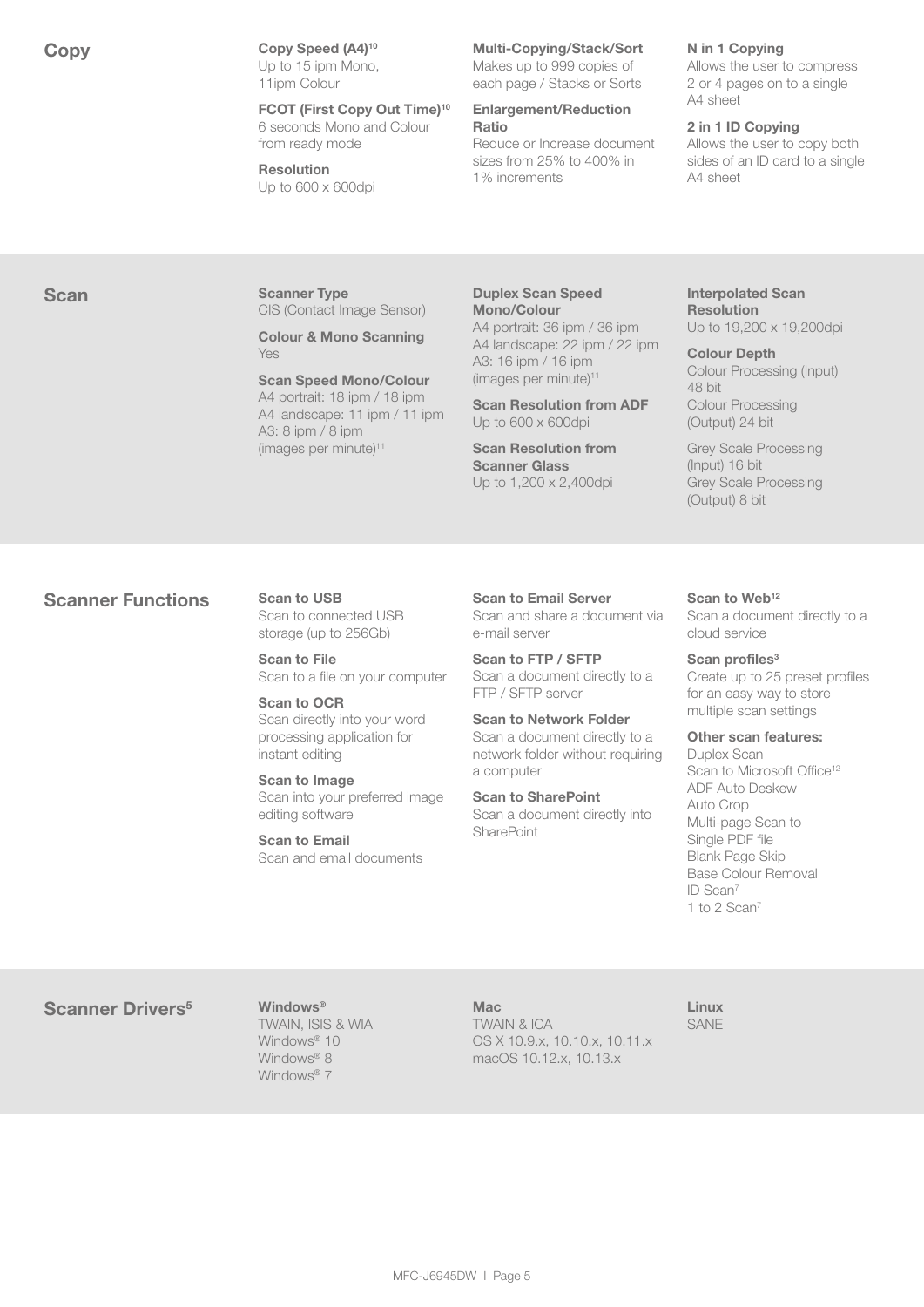## Copy

**Copy Speed (A4)**[10]
Up to 15 ipm Mono, 11ipm Colour

**FCOT (First Copy Out Time)**[10]
6 seconds Mono and Colour from ready mode

**Resolution**
Up to 600 x 600dpi

**Multi-Copying/Stack/Sort**
Makes up to 999 copies of each page / Stacks or Sorts

**Enlargement/Reduction Ratio**
Reduce or Increase document sizes from 25% to 400% in 1% increments

**N in 1 Copying**
Allows the user to compress 2 or 4 pages on to a single A4 sheet

**2 in 1 ID Copying**
Allows the user to copy both sides of an ID card to a single A4 sheet

## Scan

**Scanner Type**
CIS (Contact Image Sensor)

**Colour & Mono Scanning**
Yes

**Scan Speed Mono/Colour**
A4 portrait: 18 ipm / 18 ipm
A4 landscape: 11 ipm / 11 ipm
A3: 8 ipm / 8 ipm
(images per minute)[11]

**Duplex Scan Speed Mono/Colour**
A4 portrait: 36 ipm / 36 ipm
A4 landscape: 22 ipm / 22 ipm
A3: 16 ipm / 16 ipm
(images per minute)[11]

**Scan Resolution from ADF**
Up to 600 x 600dpi

**Scan Resolution from Scanner Glass**
Up to 1,200 x 2,400dpi

**Interpolated Scan Resolution**
Up to 19,200 x 19,200dpi

**Colour Depth**
Colour Processing (Input) 48 bit
Colour Processing (Output) 24 bit

Grey Scale Processing (Input) 16 bit
Grey Scale Processing (Output) 8 bit

## Scanner Functions

**Scan to USB**
Scan to connected USB storage (up to 256Gb)

**Scan to File**
Scan to a file on your computer

**Scan to OCR**
Scan directly into your word processing application for instant editing

**Scan to Image**
Scan into your preferred image editing software

**Scan to Email**
Scan and email documents

**Scan to Email Server**
Scan and share a document via e-mail server

**Scan to FTP / SFTP**
Scan a document directly to a FTP / SFTP server

**Scan to Network Folder**
Scan a document directly to a network folder without requiring a computer

**Scan to SharePoint**
Scan a document directly into SharePoint

**Scan to Web**[12]
Scan a document directly to a cloud service

**Scan profiles**[3]
Create up to 25 preset profiles for an easy way to store multiple scan settings

**Other scan features:**
Duplex Scan
Scan to Microsoft Office[12]
ADF Auto Deskew
Auto Crop
Multi-page Scan to Single PDF file
Blank Page Skip
Base Colour Removal
ID Scan[7]
1 to 2 Scan[7]

## Scanner Drivers[5]

**Windows®**
TWAIN, ISIS & WIA
Windows® 10
Windows® 8
Windows® 7

**Mac**
TWAIN & ICA
OS X 10.9.x, 10.10.x, 10.11.x
macOS 10.12.x, 10.13.x

**Linux**
SANE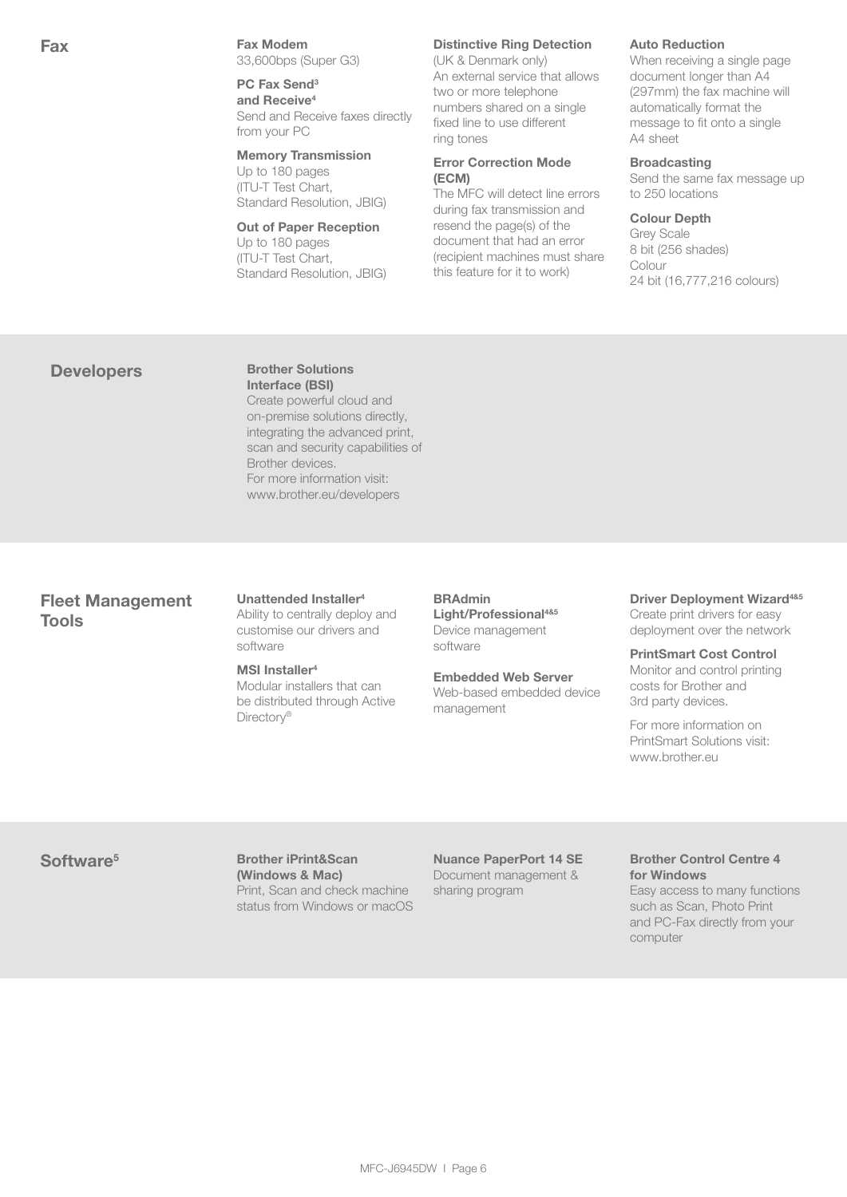## Fax

**Fax Modem**
33,600bps (Super G3)

**PC Fax Send[3] and Receive[4]**
Send and Receive faxes directly from your PC

**Memory Transmission**
Up to 180 pages (ITU-T Test Chart, Standard Resolution, JBIG)

**Out of Paper Reception**
Up to 180 pages (ITU-T Test Chart, Standard Resolution, JBIG)

**Distinctive Ring Detection**
(UK & Denmark only)
An external service that allows two or more telephone numbers shared on a single fixed line to use different ring tones

**Error Correction Mode (ECM)**
The MFC will detect line errors during fax transmission and resend the page(s) of the document that had an error (recipient machines must share this feature for it to work)

**Auto Reduction**
When receiving a single page document longer than A4 (297mm) the fax machine will automatically format the message to fit onto a single A4 sheet

**Broadcasting**
Send the same fax message up to 250 locations

**Colour Depth**
Grey Scale
8 bit (256 shades)
Colour
24 bit (16,777,216 colours)

## Developers

**Brother Solutions Interface (BSI)**
Create powerful cloud and on-premise solutions directly, integrating the advanced print, scan and security capabilities of Brother devices.
For more information visit: www.brother.eu/developers

## Fleet Management Tools

**Unattended Installer[4]**
Ability to centrally deploy and customise our drivers and software

**MSI Installer[4]**
Modular installers that can be distributed through Active Directory®

**BRAdmin Light/Professional[4&5]**
Device management software

**Embedded Web Server**
Web-based embedded device management

**Driver Deployment Wizard[4&5]**
Create print drivers for easy deployment over the network

**PrintSmart Cost Control**
Monitor and control printing costs for Brother and 3rd party devices.

For more information on PrintSmart Solutions visit: www.brother.eu

## Software[5]

**Brother iPrint&Scan (Windows & Mac)**
Print, Scan and check machine status from Windows or macOS

**Nuance PaperPort 14 SE**
Document management & sharing program

**Brother Control Centre 4 for Windows**
Easy access to many functions such as Scan, Photo Print and PC-Fax directly from your computer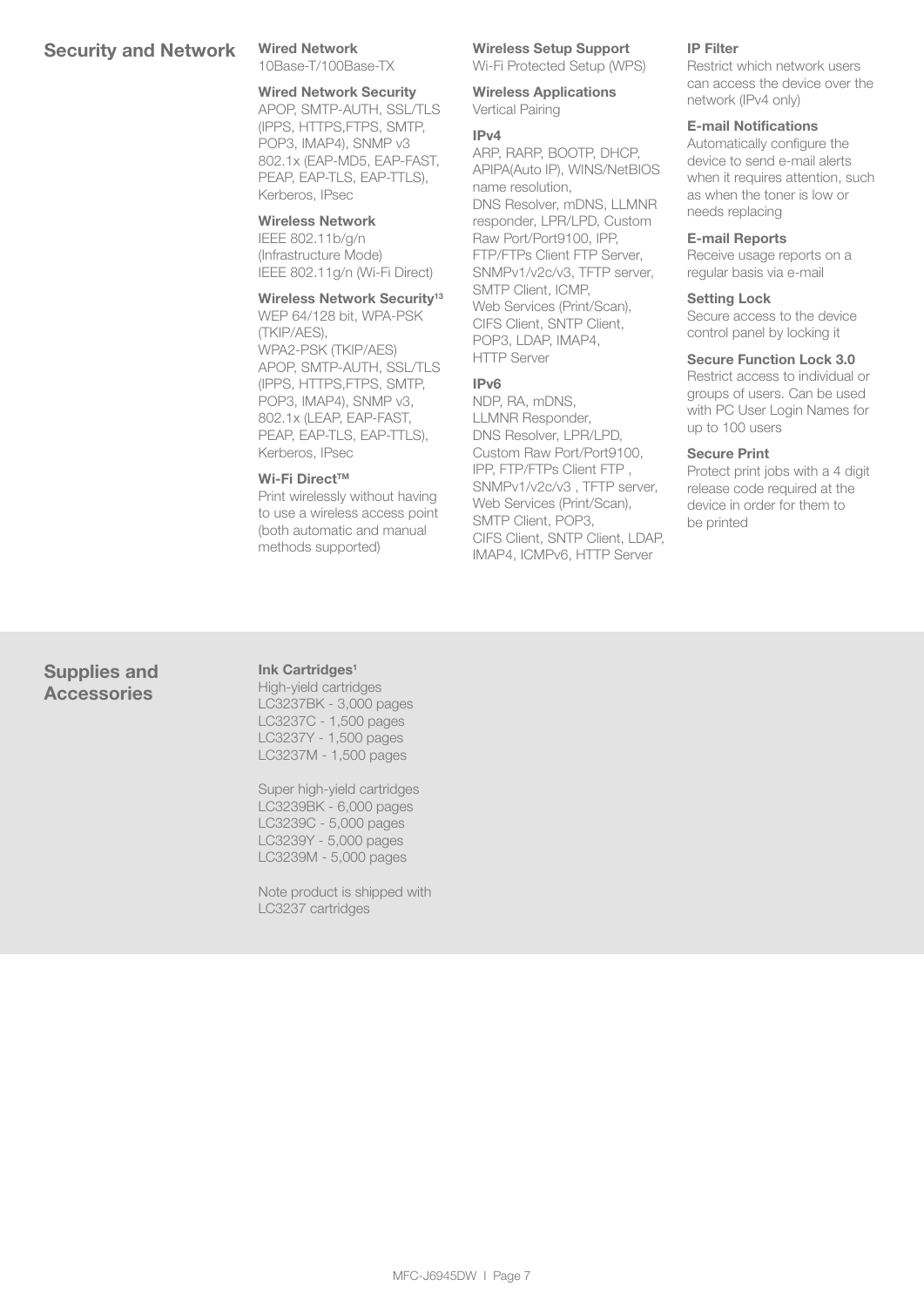## Security and Network

### Wired Network
10Base-T/100Base-TX

### Wired Network Security
APOP, SMTP-AUTH, SSL/TLS (IPPS, HTTPS,FTPS, SMTP, POP3, IMAP4), SNMP v3 802.1x (EAP-MD5, EAP-FAST, PEAP, EAP-TLS, EAP-TTLS), Kerberos, IPsec

### Wireless Network
IEEE 802.11b/g/n (Infrastructure Mode)
IEEE 802.11g/n (Wi-Fi Direct)

### Wireless Network Security[13]
WEP 64/128 bit, WPA-PSK (TKIP/AES),
WPA2-PSK (TKIP/AES)
APOP, SMTP-AUTH, SSL/TLS (IPPS, HTTPS,FTPS, SMTP, POP3, IMAP4), SNMP v3, 802.1x (LEAP, EAP-FAST, PEAP, EAP-TLS, EAP-TTLS), Kerberos, IPsec

### Wi-Fi Direct™
Print wirelessly without having to use a wireless access point (both automatic and manual methods supported)

### Wireless Setup Support
Wi-Fi Protected Setup (WPS)

### Wireless Applications
Vertical Pairing

### IPv4
ARP, RARP, BOOTP, DHCP, APIPA(Auto IP), WINS/NetBIOS name resolution,
DNS Resolver, mDNS, LLMNR responder, LPR/LPD, Custom Raw Port/Port9100, IPP, FTP/FTPs Client FTP Server, SNMPv1/v2c/v3, TFTP server, SMTP Client, ICMP,
Web Services (Print/Scan), CIFS Client, SNTP Client, POP3, LDAP, IMAP4, HTTP Server

### IPv6
NDP, RA, mDNS,
LLMNR Responder,
DNS Resolver, LPR/LPD,
Custom Raw Port/Port9100, IPP, FTP/FTPs Client FTP , SNMPv1/v2c/v3 , TFTP server, Web Services (Print/Scan), SMTP Client, POP3,
CIFS Client, SNTP Client, LDAP, IMAP4, ICMPv6, HTTP Server

### IP Filter
Restrict which network users can access the device over the network (IPv4 only)

### E-mail Notifications
Automatically configure the device to send e-mail alerts when it requires attention, such as when the toner is low or needs replacing

### E-mail Reports
Receive usage reports on a regular basis via e-mail

### Setting Lock
Secure access to the device control panel by locking it

### Secure Function Lock 3.0
Restrict access to individual or groups of users. Can be used with PC User Login Names for up to 100 users

### Secure Print
Protect print jobs with a 4 digit release code required at the device in order for them to be printed

## Supplies and Accessories

### Ink Cartridges[1]
High-yield cartridges
LC3237BK - 3,000 pages
LC3237C - 1,500 pages
LC3237Y - 1,500 pages
LC3237M - 1,500 pages

Super high-yield cartridges
LC3239BK - 6,000 pages
LC3239C - 5,000 pages
LC3239Y - 5,000 pages
LC3239M - 5,000 pages

Note product is shipped with LC3237 cartridges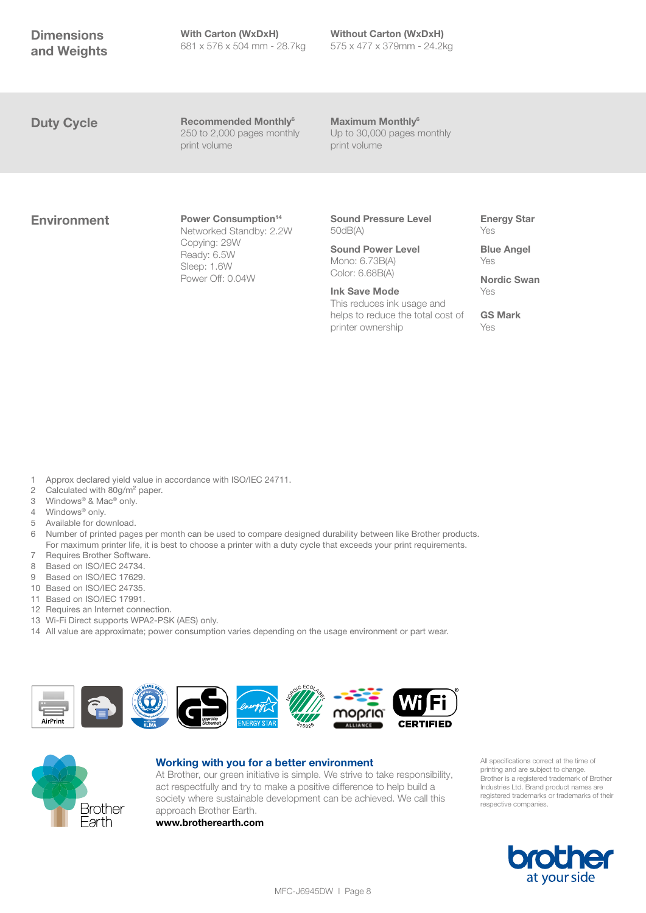## Dimensions and Weights

**With Carton (WxDxH)**
681 x 576 x 504 mm - 28.7kg

**Without Carton (WxDxH)**
575 x 477 x 379mm - 24.2kg

## Duty Cycle

**Recommended Monthly[6]**
250 to 2,000 pages monthly print volume

**Maximum Monthly[6]**
Up to 30,000 pages monthly print volume

## Environment

**Power Consumption[14]**
Networked Standby: 2.2W
Copying: 29W
Ready: 6.5W
Sleep: 1.6W
Power Off: 0.04W

**Sound Pressure Level**
50dB(A)

**Sound Power Level**
Mono: 6.73B(A)
Color: 6.68B(A)

**Ink Save Mode**
This reduces ink usage and helps to reduce the total cost of printer ownership

**Energy Star**
Yes

**Blue Angel**
Yes

**Nordic Swan**
Yes

**GS Mark**
Yes

1 Approx declared yield value in accordance with ISO/IEC 24711.
2 Calculated with 80g/m² paper.
3 Windows® & Mac® only.
4 Windows® only.
5 Available for download.
6 Number of printed pages per month can be used to compare designed durability between like Brother products. For maximum printer life, it is best to choose a printer with a duty cycle that exceeds your print requirements.
7 Requires Brother Software.
8 Based on ISO/IEC 24734.
9 Based on ISO/IEC 17629.
10 Based on ISO/IEC 24735.
11 Based on ISO/IEC 17991.
12 Requires an Internet connection.
13 Wi-Fi Direct supports WPA2-PSK (AES) only.
14 All value are approximate; power consumption varies depending on the usage environment or part wear.

AirPrint

Brother Earth

### Working with you for a better environment

At Brother, our green initiative is simple. We strive to take responsibility, act respectfully and try to make a positive difference to help build a society where sustainable development can be achieved. We call this approach Brother Earth.

**www.brotherearth.com**

All specifications correct at the time of printing and are subject to change. Brother is a registered trademark of Brother Industries Ltd. Brand product names are registered trademarks or trademarks of their respective companies.

brother at your side

MFC-J6945DW